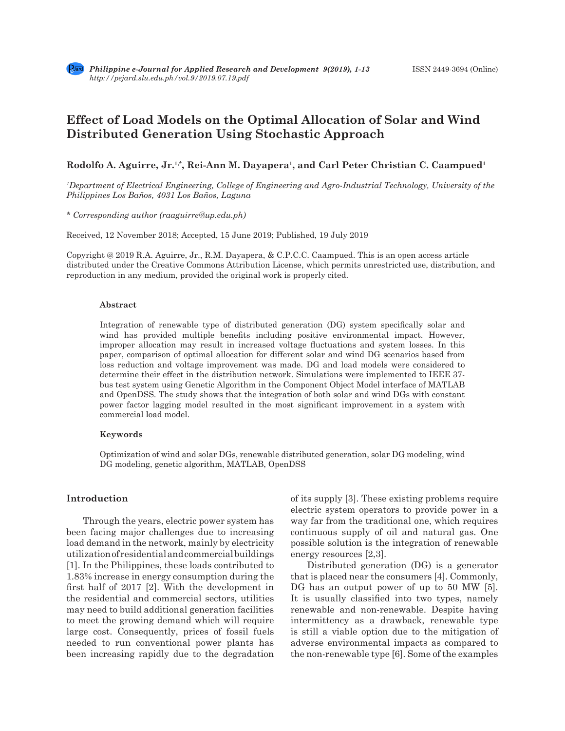# Effect of Load Models on the Optimal Allocation of Solar and Wind Distributed Generation Using Stochastic Approach

**Rodolfo A. Aguirre, Jr.[1,*], Rei-Ann M. Dayapera[1], and Carl Peter Christian C. Caampued[1]**

[1]*Department of Electrical Engineering, College of Engineering and Agro-Industrial Technology, University of the Philippines Los Baños, 4031 Los Baños, Laguna*

\* *Corresponding author (raaguirre@up.edu.ph)*

Received, 12 November 2018; Accepted, 15 June 2019; Published, 19 July 2019

Copyright @ 2019 R.A. Aguirre, Jr., R.M. Dayapera, & C.P.C.C. Caampued. This is an open access article distributed under the Creative Commons Attribution License, which permits unrestricted use, distribution, and reproduction in any medium, provided the original work is properly cited.

### Abstract

Integration of renewable type of distributed generation (DG) system specifically solar and wind has provided multiple benefits including positive environmental impact. However, improper allocation may result in increased voltage fluctuations and system losses. In this paper, comparison of optimal allocation for different solar and wind DG scenarios based from loss reduction and voltage improvement was made. DG and load models were considered to determine their effect in the distribution network. Simulations were implemented to IEEE 37-bus test system using Genetic Algorithm in the Component Object Model interface of MATLAB and OpenDSS. The study shows that the integration of both solar and wind DGs with constant power factor lagging model resulted in the most significant improvement in a system with commercial load model.

### Keywords

Optimization of wind and solar DGs, renewable distributed generation, solar DG modeling, wind DG modeling, genetic algorithm, MATLAB, OpenDSS

## Introduction

Through the years, electric power system has been facing major challenges due to increasing load demand in the network, mainly by electricity utilization of residential and commercial buildings [1]. In the Philippines, these loads contributed to 1.83% increase in energy consumption during the first half of 2017 [2]. With the development in the residential and commercial sectors, utilities may need to build additional generation facilities to meet the growing demand which will require large cost. Consequently, prices of fossil fuels needed to run conventional power plants has been increasing rapidly due to the degradation of its supply [3]. These existing problems require electric system operators to provide power in a way far from the traditional one, which requires continuous supply of oil and natural gas. One possible solution is the integration of renewable energy resources [2,3].

Distributed generation (DG) is a generator that is placed near the consumers [4]. Commonly, DG has an output power of up to 50 MW [5]. It is usually classified into two types, namely renewable and non-renewable. Despite having intermittency as a drawback, renewable type is still a viable option due to the mitigation of adverse environmental impacts as compared to the non-renewable type [6]. Some of the examples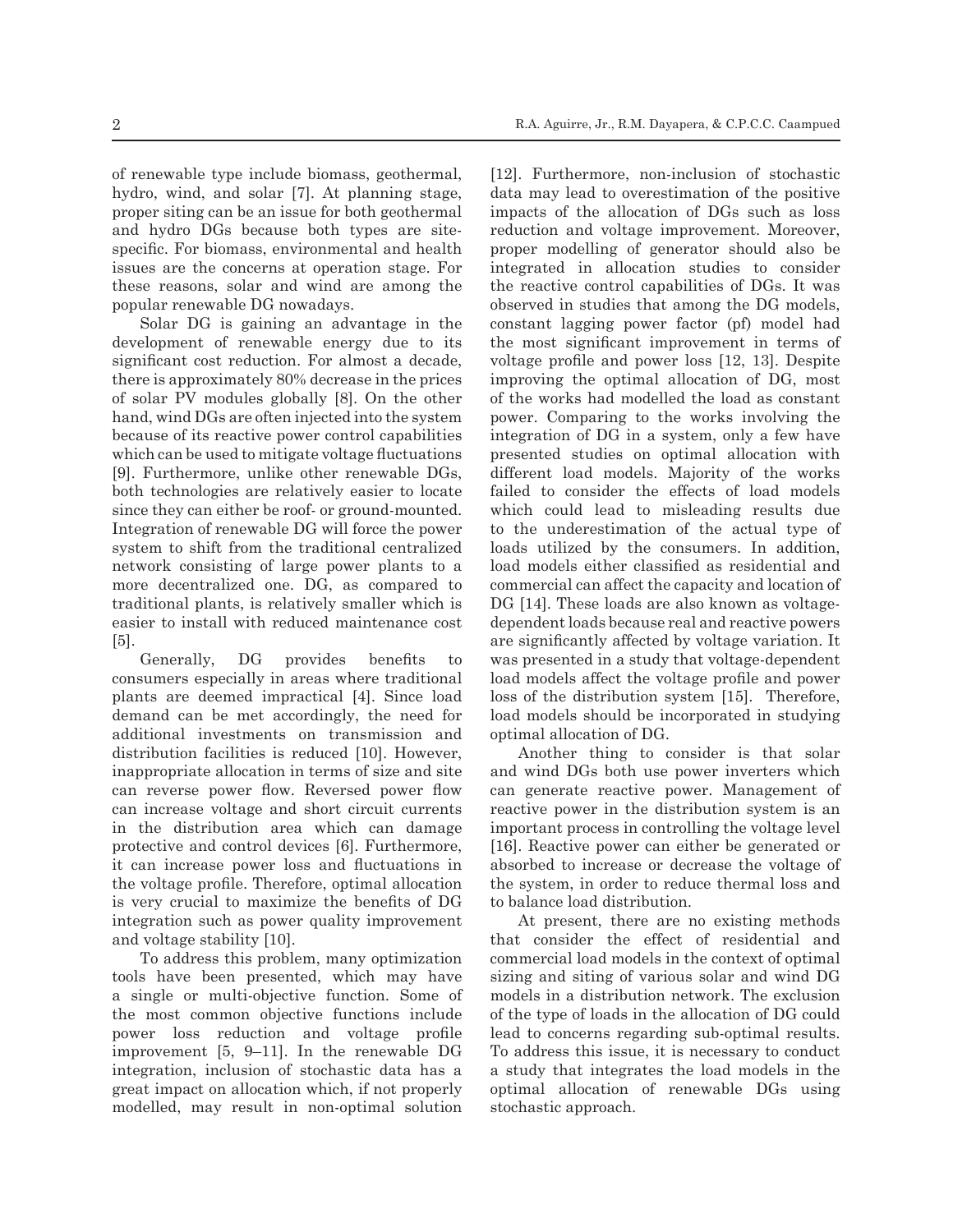of renewable type include biomass, geothermal, hydro, wind, and solar [7]. At planning stage, proper siting can be an issue for both geothermal and hydro DGs because both types are site-specific. For biomass, environmental and health issues are the concerns at operation stage. For these reasons, solar and wind are among the popular renewable DG nowadays.

Solar DG is gaining an advantage in the development of renewable energy due to its significant cost reduction. For almost a decade, there is approximately 80% decrease in the prices of solar PV modules globally [8]. On the other hand, wind DGs are often injected into the system because of its reactive power control capabilities which can be used to mitigate voltage fluctuations [9]. Furthermore, unlike other renewable DGs, both technologies are relatively easier to locate since they can either be roof- or ground-mounted. Integration of renewable DG will force the power system to shift from the traditional centralized network consisting of large power plants to a more decentralized one. DG, as compared to traditional plants, is relatively smaller which is easier to install with reduced maintenance cost [5].

Generally, DG provides benefits to consumers especially in areas where traditional plants are deemed impractical [4]. Since load demand can be met accordingly, the need for additional investments on transmission and distribution facilities is reduced [10]. However, inappropriate allocation in terms of size and site can reverse power flow. Reversed power flow can increase voltage and short circuit currents in the distribution area which can damage protective and control devices [6]. Furthermore, it can increase power loss and fluctuations in the voltage profile. Therefore, optimal allocation is very crucial to maximize the benefits of DG integration such as power quality improvement and voltage stability [10].

To address this problem, many optimization tools have been presented, which may have a single or multi-objective function. Some of the most common objective functions include power loss reduction and voltage profile improvement [5, 9–11]. In the renewable DG integration, inclusion of stochastic data has a great impact on allocation which, if not properly modelled, may result in non-optimal solution [12]. Furthermore, non-inclusion of stochastic data may lead to overestimation of the positive impacts of the allocation of DGs such as loss reduction and voltage improvement. Moreover, proper modelling of generator should also be integrated in allocation studies to consider the reactive control capabilities of DGs. It was observed in studies that among the DG models, constant lagging power factor (pf) model had the most significant improvement in terms of voltage profile and power loss [12, 13]. Despite improving the optimal allocation of DG, most of the works had modelled the load as constant power. Comparing to the works involving the integration of DG in a system, only a few have presented studies on optimal allocation with different load models. Majority of the works failed to consider the effects of load models which could lead to misleading results due to the underestimation of the actual type of loads utilized by the consumers. In addition, load models either classified as residential and commercial can affect the capacity and location of DG [14]. These loads are also known as voltage-dependent loads because real and reactive powers are significantly affected by voltage variation. It was presented in a study that voltage-dependent load models affect the voltage profile and power loss of the distribution system [15]. Therefore, load models should be incorporated in studying optimal allocation of DG.

Another thing to consider is that solar and wind DGs both use power inverters which can generate reactive power. Management of reactive power in the distribution system is an important process in controlling the voltage level [16]. Reactive power can either be generated or absorbed to increase or decrease the voltage of the system, in order to reduce thermal loss and to balance load distribution.

At present, there are no existing methods that consider the effect of residential and commercial load models in the context of optimal sizing and siting of various solar and wind DG models in a distribution network. The exclusion of the type of loads in the allocation of DG could lead to concerns regarding sub-optimal results. To address this issue, it is necessary to conduct a study that integrates the load models in the optimal allocation of renewable DGs using stochastic approach.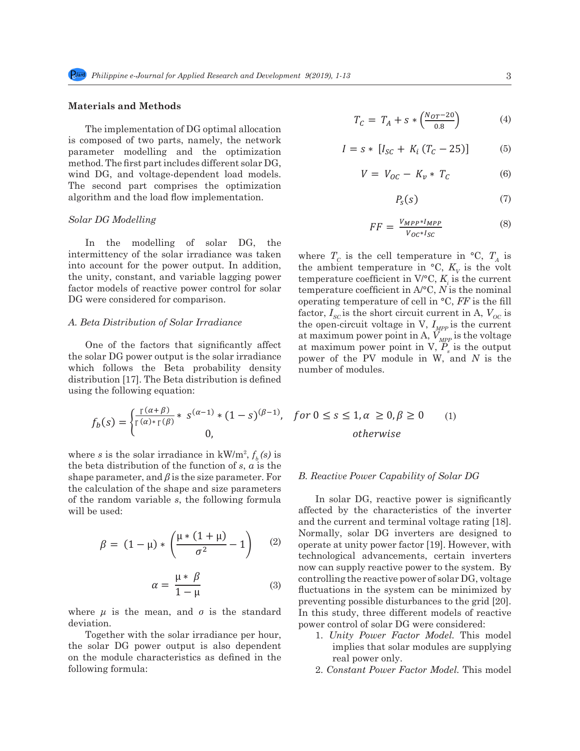## Materials and Methods

The implementation of DG optimal allocation is composed of two parts, namely, the network parameter modelling and the optimization method. The first part includes different solar DG, wind DG, and voltage-dependent load models. The second part comprises the optimization algorithm and the load flow implementation.

### *Solar DG Modelling*

In the modelling of solar DG, the intermittency of the solar irradiance was taken into account for the power output. In addition, the unity, constant, and variable lagging power factor models of reactive power control for solar DG were considered for comparison.

#### *A. Beta Distribution of Solar Irradiance*

One of the factors that significantly affect the solar DG power output is the solar irradiance which follows the Beta probability density distribution [17]. The Beta distribution is defined using the following equation:

$$f_b(s) = \begin{cases} \frac{\Gamma(\alpha+\beta)}{\Gamma(\alpha) * \Gamma(\beta)} * s^{(\alpha-1)} * (1-s)^{(\beta-1)}, & for\ 0 \leq s \leq 1, \alpha \geq 0, \beta \geq 0 \\ 0, & otherwise \end{cases} \quad (1)$$

where $s$ is the solar irradiance in kW/m$^2$, $f_b(s)$ is the beta distribution of the function of $s$, $\alpha$ is the shape parameter, and $\beta$ is the size parameter. For the calculation of the shape and size parameters of the random variable $s$, the following formula will be used:

$$\beta = (1-\mu) * \left( \frac{\mu * (1+\mu)}{\sigma^2} - 1 \right) \quad (2)$$

$$\alpha = \frac{\mu * \beta}{1-\mu} \quad (3)$$

where $\mu$ is the mean, and $\sigma$ is the standard deviation.

Together with the solar irradiance per hour, the solar DG power output is also dependent on the module characteristics as defined in the following formula:

$$T_C = T_A + s * \left( \frac{N_{OT}-20}{0.8} \right) \quad (4)$$

$$I = s * [I_{SC} + K_i (T_C - 25)] \quad (5)$$

$$V = V_{OC} - K_v * T_C \quad (6)$$

$$P_s(s) \quad (7)$$

$$FF = \frac{V_{MPP} * I_{MPP}}{V_{OC} * I_{SC}} \quad (8)$$

where $T_C$ is the cell temperature in °C, $T_A$ is the ambient temperature in °C, $K_V$ is the volt temperature coefficient in V/°C, $K_i$ is the current temperature coefficient in A/°C, $N$ is the nominal operating temperature of cell in °C, $FF$ is the fill factor, $I_{SC}$ is the short circuit current in A, $V_{OC}$ is the open-circuit voltage in V, $I_{MPP}$ is the current at maximum power point in A, $V_{MPP}$ is the voltage at maximum power point in V, $P_s$ is the output power of the PV module in W, and $N$ is the number of modules.

#### *B. Reactive Power Capability of Solar DG*

In solar DG, reactive power is significantly affected by the characteristics of the inverter and the current and terminal voltage rating [18]. Normally, solar DG inverters are designed to operate at unity power factor [19]. However, with technological advancements, certain inverters now can supply reactive power to the system. By controlling the reactive power of solar DG, voltage fluctuations in the system can be minimized by preventing possible disturbances to the grid [20]. In this study, three different models of reactive power control of solar DG were considered:

1. *Unity Power Factor Model.* This model implies that solar modules are supplying real power only.
2. *Constant Power Factor Model.* This model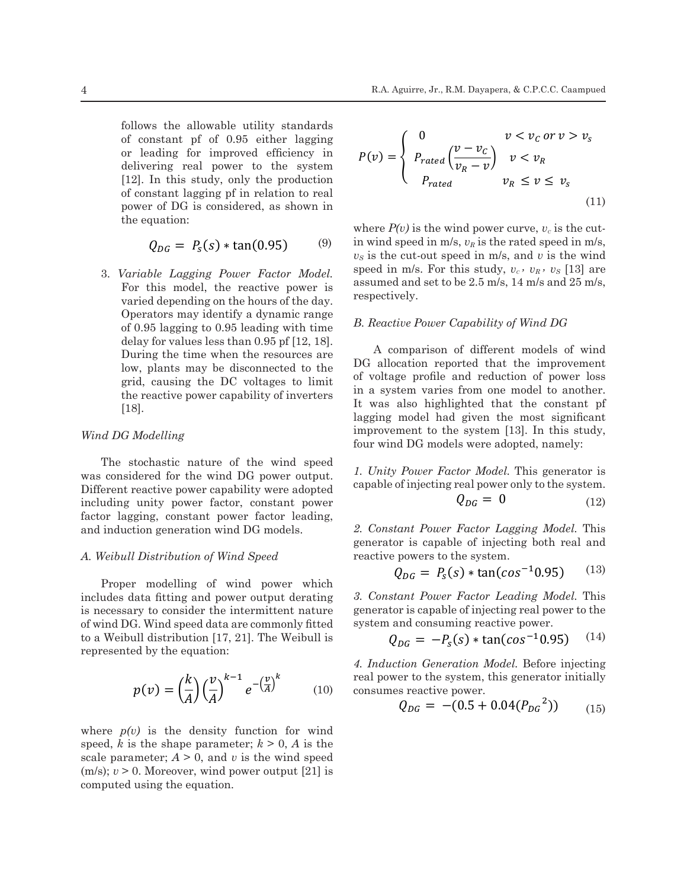follows the allowable utility standards of constant pf of 0.95 either lagging or leading for improved efficiency in delivering real power to the system [12]. In this study, only the production of constant lagging pf in relation to real power of DG is considered, as shown in the equation:

$$Q_{DG} = P_s(s) * \tan(0.95) \tag{9}$$

3. *Variable Lagging Power Factor Model.* For this model, the reactive power is varied depending on the hours of the day. Operators may identify a dynamic range of 0.95 lagging to 0.95 leading with time delay for values less than 0.95 pf [12, 18]. During the time when the resources are low, plants may be disconnected to the grid, causing the DC voltages to limit the reactive power capability of inverters [18].

*Wind DG Modelling*

The stochastic nature of the wind speed was considered for the wind DG power output. Different reactive power capability were adopted including unity power factor, constant power factor lagging, constant power factor leading, and induction generation wind DG models.

*A. Weibull Distribution of Wind Speed*

Proper modelling of wind power which includes data fitting and power output derating is necessary to consider the intermittent nature of wind DG. Wind speed data are commonly fitted to a Weibull distribution [17, 21]. The Weibull is represented by the equation:

$$p(v) = \left(\frac{k}{A}\right)\left(\frac{v}{A}\right)^{k-1} e^{-\left(\frac{v}{A}\right)^k} \tag{10}$$

where $p(v)$ is the density function for wind speed, $k$ is the shape parameter; $k > 0$, $A$ is the scale parameter; $A > 0$, and $v$ is the wind speed (m/s); $v > 0$. Moreover, wind power output [21] is computed using the equation.

$$P(v) = \begin{cases} 0 & v < v_C \; or \; v > v_s \\ P_{rated}\left(\dfrac{v - v_C}{v_R - v}\right) & v < v_R \\ P_{rated} & v_R \leq v \leq v_s \end{cases} \tag{11}$$

where $P(v)$ is the wind power curve, $v_c$ is the cut-in wind speed in m/s, $v_R$ is the rated speed in m/s, $v_S$ is the cut-out speed in m/s, and $v$ is the wind speed in m/s. For this study, $v_c$, $v_R$, $v_S$ [13] are assumed and set to be 2.5 m/s, 14 m/s and 25 m/s, respectively.

*B. Reactive Power Capability of Wind DG*

A comparison of different models of wind DG allocation reported that the improvement of voltage profile and reduction of power loss in a system varies from one model to another. It was also highlighted that the constant pf lagging model had given the most significant improvement to the system [13]. In this study, four wind DG models were adopted, namely:

*1. Unity Power Factor Model.* This generator is capable of injecting real power only to the system.

$$Q_{DG} = 0 \tag{12}$$

*2. Constant Power Factor Lagging Model.* This generator is capable of injecting both real and reactive powers to the system.

$$Q_{DG} = P_s(s) * \tan(\cos^{-1} 0.95) \tag{13}$$

*3. Constant Power Factor Leading Model.* This generator is capable of injecting real power to the system and consuming reactive power.

$$Q_{DG} = -P_s(s) * \tan(\cos^{-1} 0.95) \tag{14}$$

*4. Induction Generation Model.* Before injecting real power to the system, this generator initially consumes reactive power.

$$Q_{DG} = -(0.5 + 0.04({P_{DG}}^2)) \tag{15}$$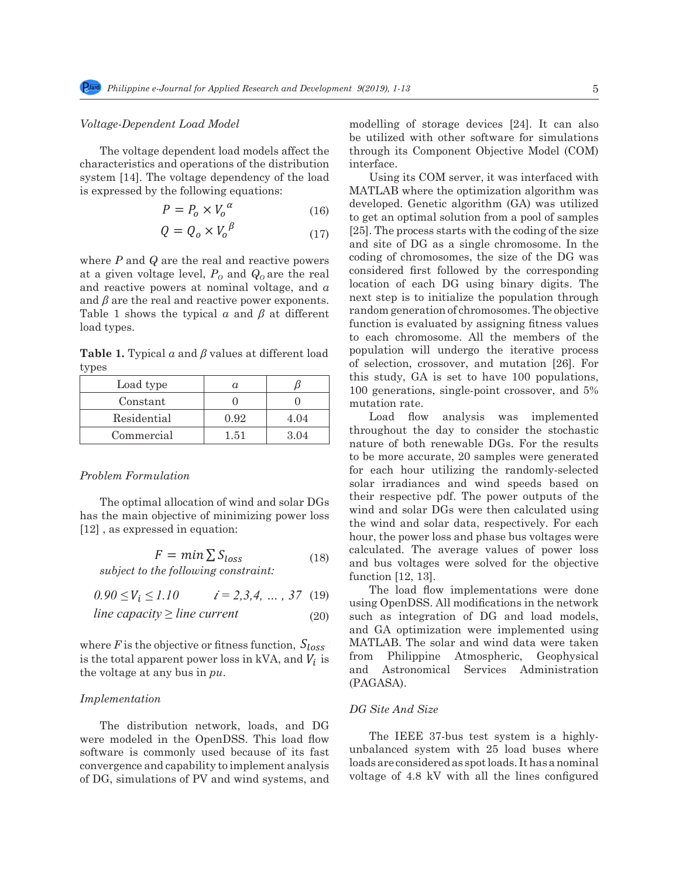### *Voltage-Dependent Load Model*

The voltage dependent load models affect the characteristics and operations of the distribution system [14]. The voltage dependency of the load is expressed by the following equations:

$$P = P_o \times V_o^{\alpha} \tag{16}$$

$$Q = Q_o \times V_o^{\beta} \tag{17}$$

where $P$ and $Q$ are the real and reactive powers at a given voltage level, $P_O$ and $Q_O$ are the real and reactive powers at nominal voltage, and $\alpha$ and $\beta$ are the real and reactive power exponents. Table 1 shows the typical $\alpha$ and $\beta$ at different load types.

**Table 1.** Typical $\alpha$ and $\beta$ values at different load types

| Load type | $\alpha$ | $\beta$ |
|---|---|---|
| Constant | 0 | 0 |
| Residential | 0.92 | 4.04 |
| Commercial | 1.51 | 3.04 |

### *Problem Formulation*

The optimal allocation of wind and solar DGs has the main objective of minimizing power loss [12] , as expressed in equation:

$$F = min \sum S_{loss} \tag{18}$$

*subject to the following constraint:*

$$0.90 \leq V_i \leq 1.10 \qquad i = 2,3,4, \dots, 37 \tag{19}$$

$$line\ capacity \geq line\ current \tag{20}$$

where $F$ is the objective or fitness function, $S_{loss}$ is the total apparent power loss in kVA, and $V_i$ is the voltage at any bus in *pu*.

### *Implementation*

The distribution network, loads, and DG were modeled in the OpenDSS. This load flow software is commonly used because of its fast convergence and capability to implement analysis of DG, simulations of PV and wind systems, and modelling of storage devices [24]. It can also be utilized with other software for simulations through its Component Objective Model (COM) interface.

Using its COM server, it was interfaced with MATLAB where the optimization algorithm was developed. Genetic algorithm (GA) was utilized to get an optimal solution from a pool of samples [25]. The process starts with the coding of the size and site of DG as a single chromosome. In the coding of chromosomes, the size of the DG was considered first followed by the corresponding location of each DG using binary digits. The next step is to initialize the population through random generation of chromosomes. The objective function is evaluated by assigning fitness values to each chromosome. All the members of the population will undergo the iterative process of selection, crossover, and mutation [26]. For this study, GA is set to have 100 populations, 100 generations, single-point crossover, and 5% mutation rate.

Load flow analysis was implemented throughout the day to consider the stochastic nature of both renewable DGs. For the results to be more accurate, 20 samples were generated for each hour utilizing the randomly-selected solar irradiances and wind speeds based on their respective pdf. The power outputs of the wind and solar DGs were then calculated using the wind and solar data, respectively. For each hour, the power loss and phase bus voltages were calculated. The average values of power loss and bus voltages were solved for the objective function [12, 13].

The load flow implementations were done using OpenDSS. All modifications in the network such as integration of DG and load models, and GA optimization were implemented using MATLAB. The solar and wind data were taken from Philippine Atmospheric, Geophysical and Astronomical Services Administration (PAGASA).

### *DG Site And Size*

The IEEE 37-bus test system is a highly-unbalanced system with 25 load buses where loads are considered as spot loads. It has a nominal voltage of 4.8 kV with all the lines configured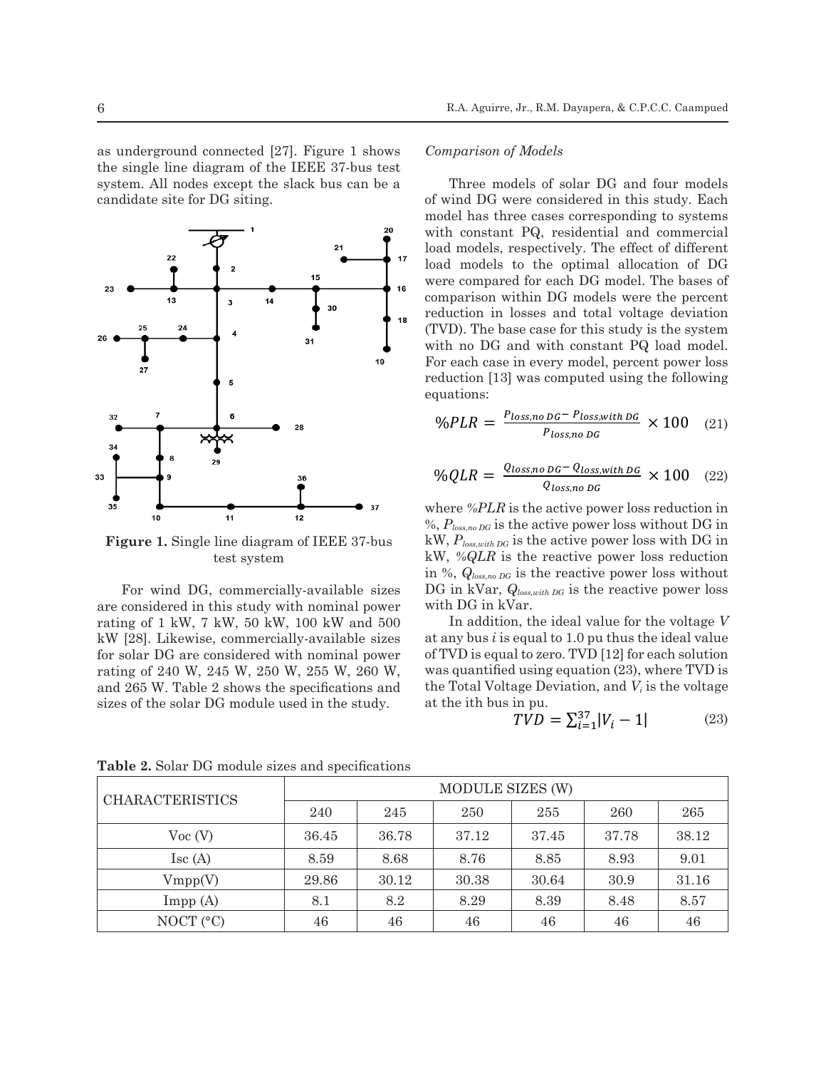as underground connected [27]. Figure 1 shows the single line diagram of the IEEE 37-bus test system. All nodes except the slack bus can be a candidate site for DG siting.

**Figure 1.** Single line diagram of IEEE 37-bus test system

For wind DG, commercially-available sizes are considered in this study with nominal power rating of 1 kW, 7 kW, 50 kW, 100 kW and 500 kW [28]. Likewise, commercially-available sizes for solar DG are considered with nominal power rating of 240 W, 245 W, 250 W, 255 W, 260 W, and 265 W. Table 2 shows the specifications and sizes of the solar DG module used in the study.

*Comparison of Models*

Three models of solar DG and four models of wind DG were considered in this study. Each model has three cases corresponding to systems with constant PQ, residential and commercial load models, respectively. The effect of different load models to the optimal allocation of DG were compared for each DG model. The bases of comparison within DG models were the percent reduction in losses and total voltage deviation (TVD). The base case for this study is the system with no DG and with constant PQ load model. For each case in every model, percent power loss reduction [13] was computed using the following equations:

$$\%PLR = \frac{P_{loss,no\ DG} - P_{loss,with\ DG}}{P_{loss,no\ DG}} \times 100 \quad (21)$$

$$\%QLR = \frac{Q_{loss,no\ DG} - Q_{loss,with\ DG}}{Q_{loss,no\ DG}} \times 100 \quad (22)$$

where *%PLR* is the active power loss reduction in %, $P_{loss,no\ DG}$ is the active power loss without DG in kW, $P_{loss,with\ DG}$ is the active power loss with DG in kW, *%QLR* is the reactive power loss reduction in %, $Q_{loss,no\ DG}$ is the reactive power loss without DG in kVar, $Q_{loss,with\ DG}$ is the reactive power loss with DG in kVar.

In addition, the ideal value for the voltage $V$ at any bus $i$ is equal to 1.0 pu thus the ideal value of TVD is equal to zero. TVD [12] for each solution was quantified using equation (23), where TVD is the Total Voltage Deviation, and $V_i$ is the voltage at the ith bus in pu.

$$TVD = \sum_{i=1}^{37} |V_i - 1| \quad (23)$$

**Table 2.** Solar DG module sizes and specifications

| CHARACTERISTICS | MODULE SIZES (W) | | | | | |
|---|---|---|---|---|---|---|
| | 240 | 245 | 250 | 255 | 260 | 265 |
| Voc (V) | 36.45 | 36.78 | 37.12 | 37.45 | 37.78 | 38.12 |
| Isc (A) | 8.59 | 8.68 | 8.76 | 8.85 | 8.93 | 9.01 |
| Vmpp(V) | 29.86 | 30.12 | 30.38 | 30.64 | 30.9 | 31.16 |
| Impp (A) | 8.1 | 8.2 | 8.29 | 8.39 | 8.48 | 8.57 |
| NOCT (°C) | 46 | 46 | 46 | 46 | 46 | 46 |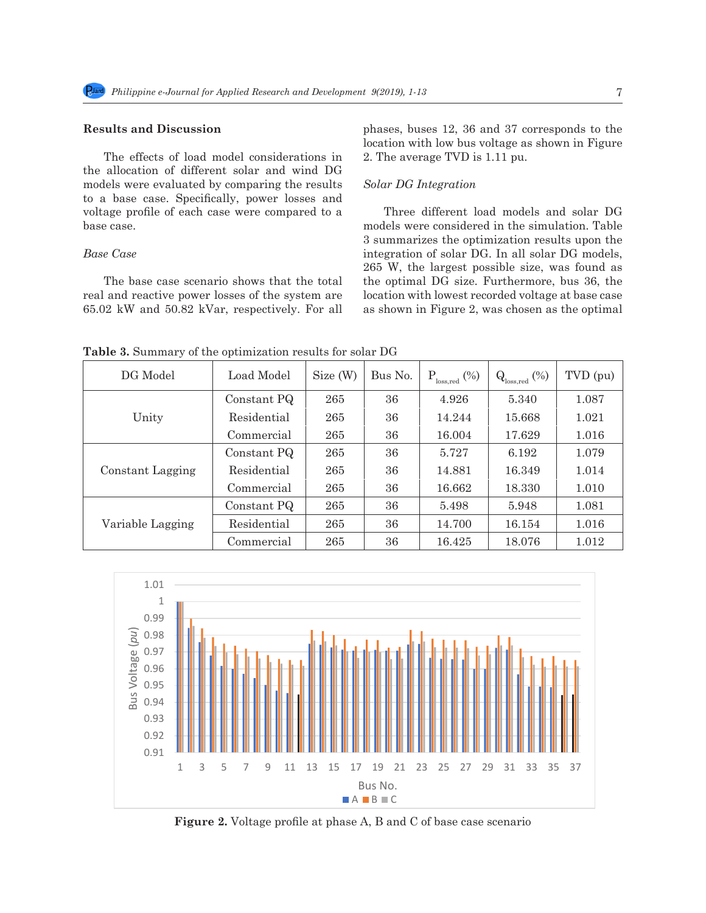## Results and Discussion

The effects of load model considerations in the allocation of different solar and wind DG models were evaluated by comparing the results to a base case. Specifically, power losses and voltage profile of each case were compared to a base case.

### *Base Case*

The base case scenario shows that the total real and reactive power losses of the system are 65.02 kW and 50.82 kVar, respectively. For all phases, buses 12, 36 and 37 corresponds to the location with low bus voltage as shown in Figure 2. The average TVD is 1.11 pu.

### *Solar DG Integration*

Three different load models and solar DG models were considered in the simulation. Table 3 summarizes the optimization results upon the integration of solar DG. In all solar DG models, 265 W, the largest possible size, was found as the optimal DG size. Furthermore, bus 36, the location with lowest recorded voltage at base case as shown in Figure 2, was chosen as the optimal

**Table 3.** Summary of the optimization results for solar DG

| DG Model | Load Model | Size (W) | Bus No. | $P_{loss,red}$ (%) | $Q_{loss,red}$ (%) | TVD (pu) |
|---|---|---|---|---|---|---|
| Unity | Constant PQ | 265 | 36 | 4.926 | 5.340 | 1.087 |
| | Residential | 265 | 36 | 14.244 | 15.668 | 1.021 |
| | Commercial | 265 | 36 | 16.004 | 17.629 | 1.016 |
| Constant Lagging | Constant PQ | 265 | 36 | 5.727 | 6.192 | 1.079 |
| | Residential | 265 | 36 | 14.881 | 16.349 | 1.014 |
| | Commercial | 265 | 36 | 16.662 | 18.330 | 1.010 |
| Variable Lagging | Constant PQ | 265 | 36 | 5.498 | 5.948 | 1.081 |
| | Residential | 265 | 36 | 14.700 | 16.154 | 1.016 |
| | Commercial | 265 | 36 | 16.425 | 18.076 | 1.012 |

**Figure 2.** Voltage profile at phase A, B and C of base case scenario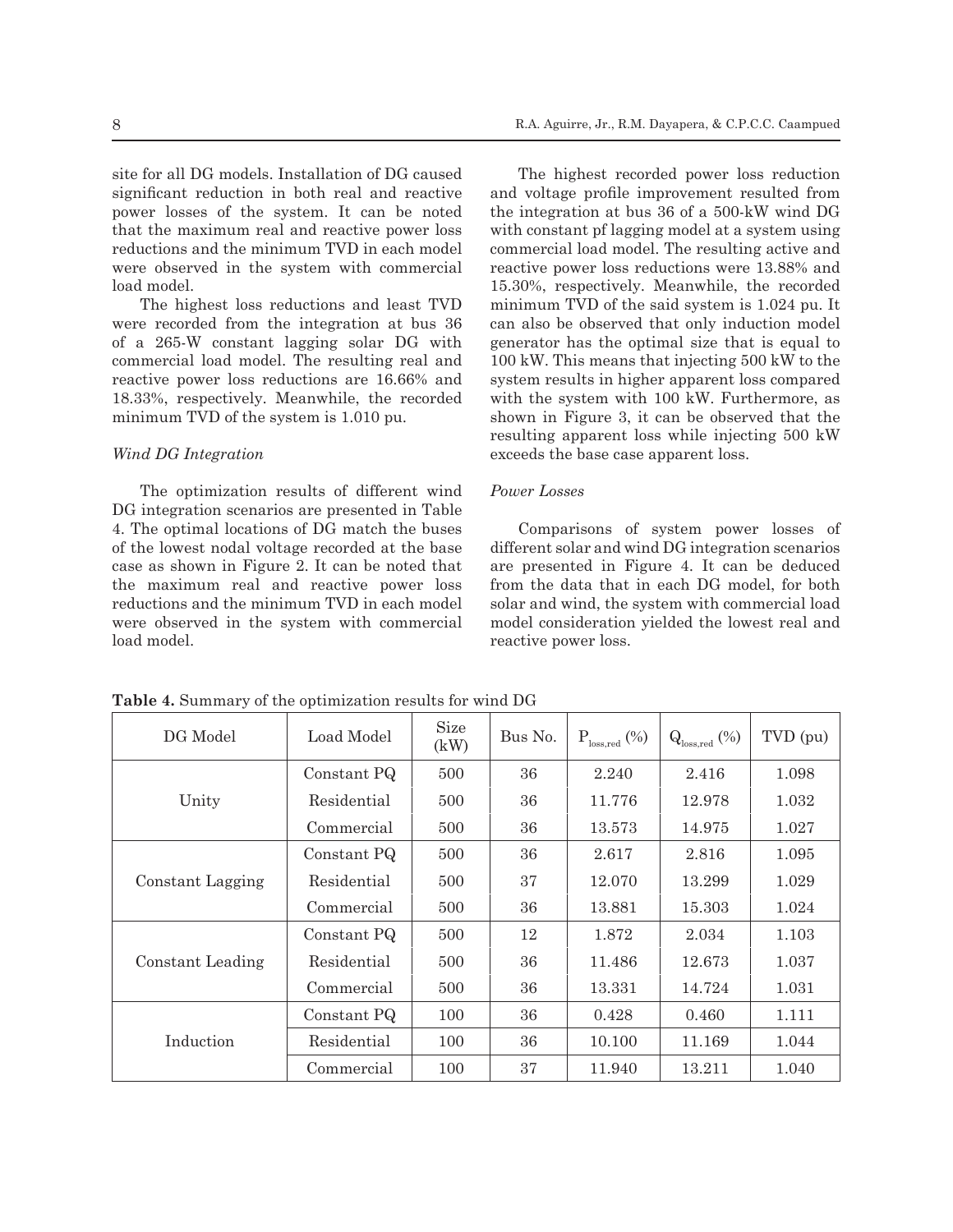site for all DG models. Installation of DG caused significant reduction in both real and reactive power losses of the system. It can be noted that the maximum real and reactive power loss reductions and the minimum TVD in each model were observed in the system with commercial load model.

The highest loss reductions and least TVD were recorded from the integration at bus 36 of a 265-W constant lagging solar DG with commercial load model. The resulting real and reactive power loss reductions are 16.66% and 18.33%, respectively. Meanwhile, the recorded minimum TVD of the system is 1.010 pu.

### *Wind DG Integration*

The optimization results of different wind DG integration scenarios are presented in Table 4. The optimal locations of DG match the buses of the lowest nodal voltage recorded at the base case as shown in Figure 2. It can be noted that the maximum real and reactive power loss reductions and the minimum TVD in each model were observed in the system with commercial load model.

The highest recorded power loss reduction and voltage profile improvement resulted from the integration at bus 36 of a 500-kW wind DG with constant pf lagging model at a system using commercial load model. The resulting active and reactive power loss reductions were 13.88% and 15.30%, respectively. Meanwhile, the recorded minimum TVD of the said system is 1.024 pu. It can also be observed that only induction model generator has the optimal size that is equal to 100 kW. This means that injecting 500 kW to the system results in higher apparent loss compared with the system with 100 kW. Furthermore, as shown in Figure 3, it can be observed that the resulting apparent loss while injecting 500 kW exceeds the base case apparent loss.

### *Power Losses*

Comparisons of system power losses of different solar and wind DG integration scenarios are presented in Figure 4. It can be deduced from the data that in each DG model, for both solar and wind, the system with commercial load model consideration yielded the lowest real and reactive power loss.

**Table 4.** Summary of the optimization results for wind DG

| DG Model | Load Model | Size (kW) | Bus No. | $P_{loss,red}$ (%) | $Q_{loss,red}$ (%) | TVD (pu) |
|---|---|---|---|---|---|---|
| Unity | Constant PQ | 500 | 36 | 2.240 | 2.416 | 1.098 |
| | Residential | 500 | 36 | 11.776 | 12.978 | 1.032 |
| | Commercial | 500 | 36 | 13.573 | 14.975 | 1.027 |
| Constant Lagging | Constant PQ | 500 | 36 | 2.617 | 2.816 | 1.095 |
| | Residential | 500 | 37 | 12.070 | 13.299 | 1.029 |
| | Commercial | 500 | 36 | 13.881 | 15.303 | 1.024 |
| Constant Leading | Constant PQ | 500 | 12 | 1.872 | 2.034 | 1.103 |
| | Residential | 500 | 36 | 11.486 | 12.673 | 1.037 |
| | Commercial | 500 | 36 | 13.331 | 14.724 | 1.031 |
| Induction | Constant PQ | 100 | 36 | 0.428 | 0.460 | 1.111 |
| | Residential | 100 | 36 | 10.100 | 11.169 | 1.044 |
| | Commercial | 100 | 37 | 11.940 | 13.211 | 1.040 |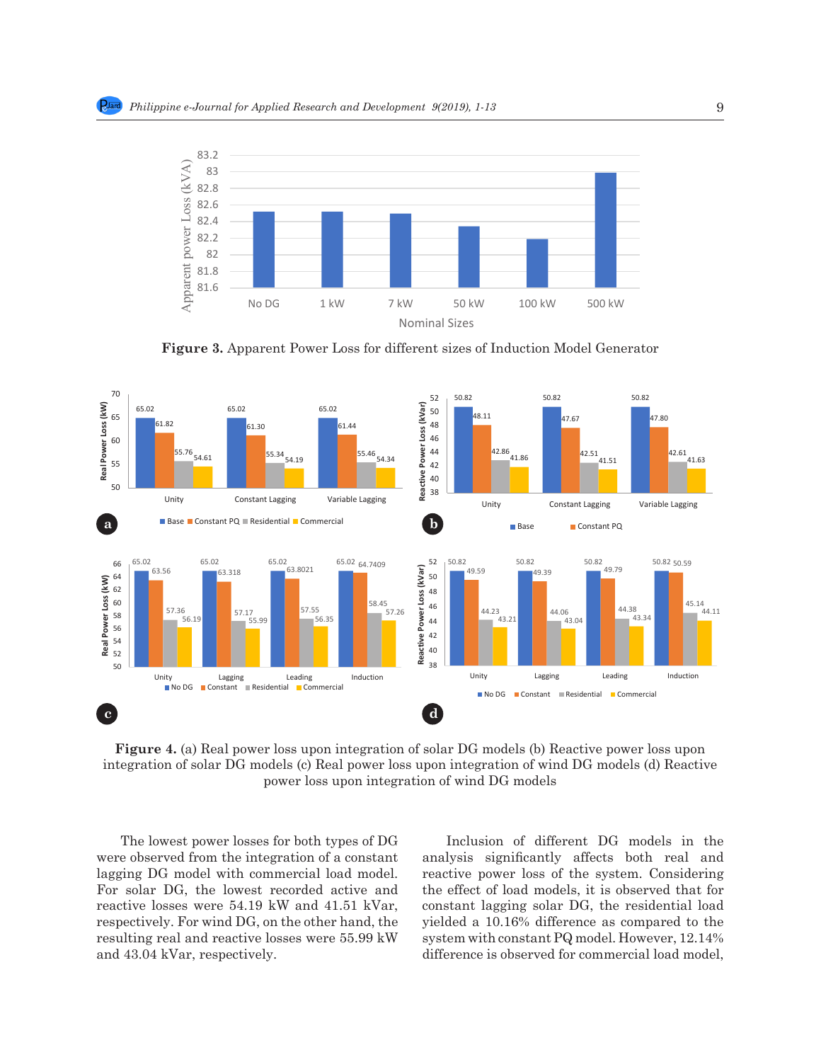**Figure 3.** Apparent Power Loss for different sizes of Induction Model Generator

**Figure 4.** (a) Real power loss upon integration of solar DG models (b) Reactive power loss upon integration of solar DG models (c) Real power loss upon integration of wind DG models (d) Reactive power loss upon integration of wind DG models

The lowest power losses for both types of DG were observed from the integration of a constant lagging DG model with commercial load model. For solar DG, the lowest recorded active and reactive losses were 54.19 kW and 41.51 kVar, respectively. For wind DG, on the other hand, the resulting real and reactive losses were 55.99 kW and 43.04 kVar, respectively.

Inclusion of different DG models in the analysis significantly affects both real and reactive power loss of the system. Considering the effect of load models, it is observed that for constant lagging solar DG, the residential load yielded a 10.16% difference as compared to the system with constant PQ model. However, 12.14% difference is observed for commercial load model,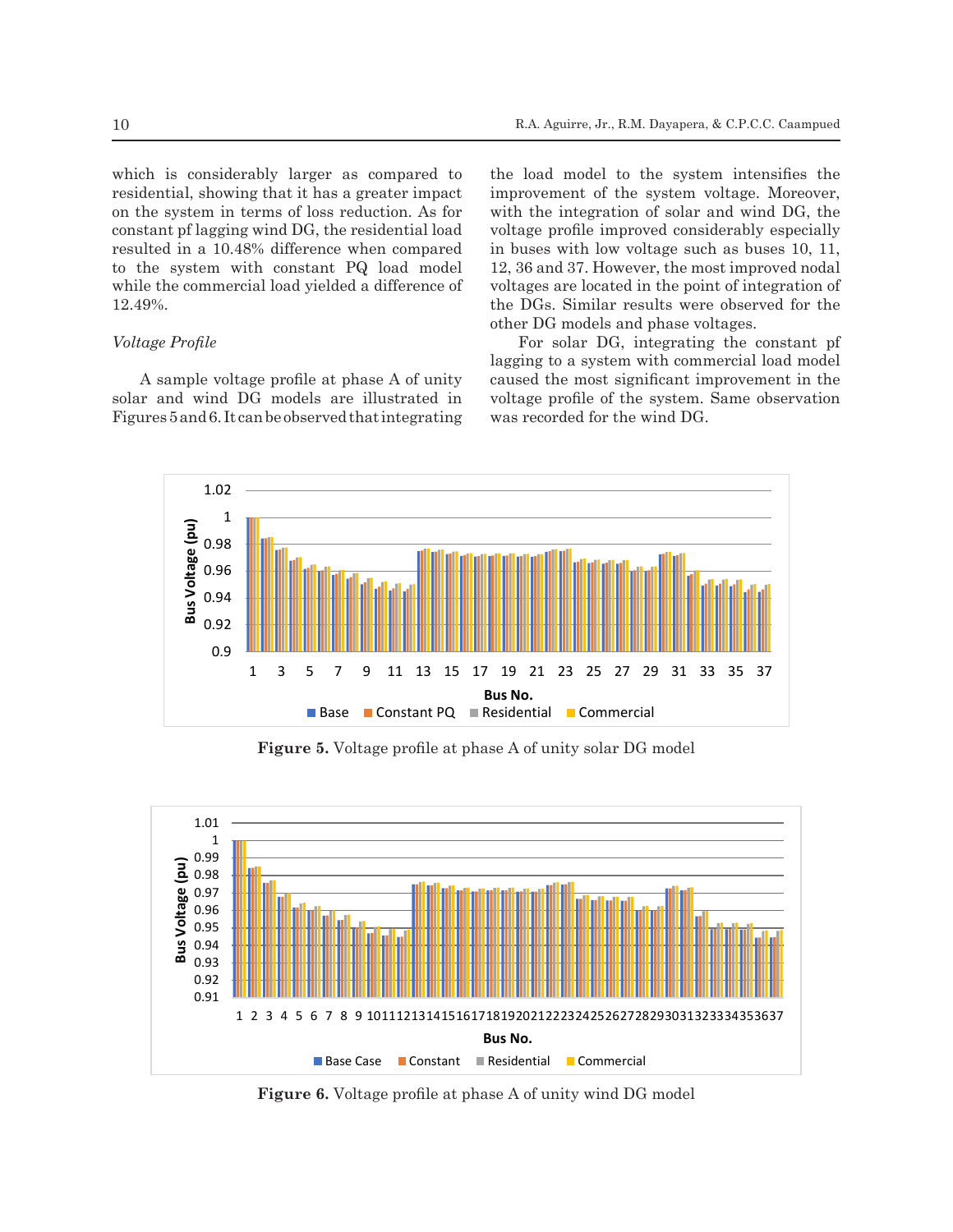which is considerably larger as compared to residential, showing that it has a greater impact on the system in terms of loss reduction. As for constant pf lagging wind DG, the residential load resulted in a 10.48% difference when compared to the system with constant PQ load model while the commercial load yielded a difference of 12.49%.

*Voltage Profile*

A sample voltage profile at phase A of unity solar and wind DG models are illustrated in Figures 5 and 6. It can be observed that integrating the load model to the system intensifies the improvement of the system voltage. Moreover, with the integration of solar and wind DG, the voltage profile improved considerably especially in buses with low voltage such as buses 10, 11, 12, 36 and 37. However, the most improved nodal voltages are located in the point of integration of the DGs. Similar results were observed for the other DG models and phase voltages.

For solar DG, integrating the constant pf lagging to a system with commercial load model caused the most significant improvement in the voltage profile of the system. Same observation was recorded for the wind DG.

**Figure 5.** Voltage profile at phase A of unity solar DG model

**Figure 6.** Voltage profile at phase A of unity wind DG model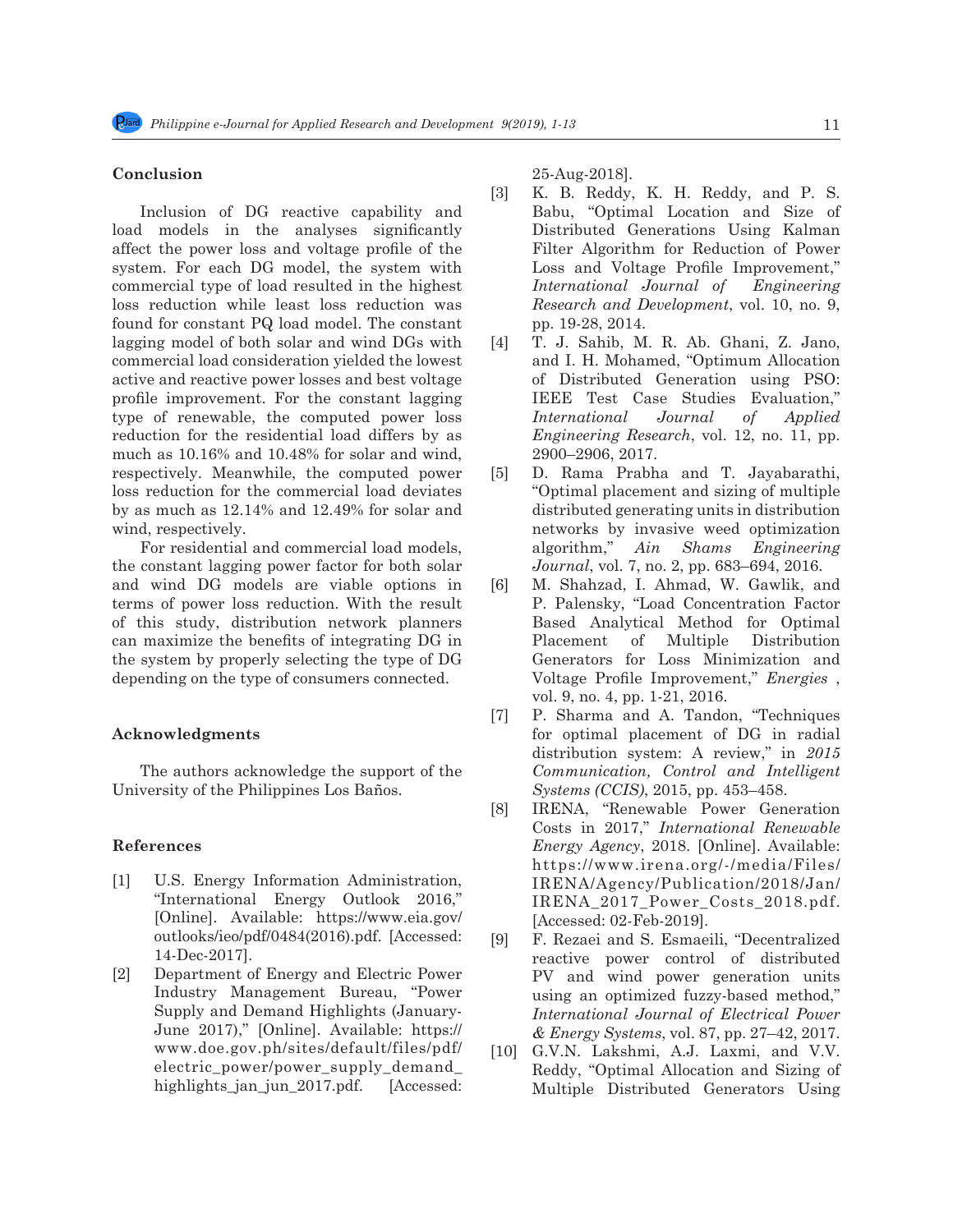## Conclusion

Inclusion of DG reactive capability and load models in the analyses significantly affect the power loss and voltage profile of the system. For each DG model, the system with commercial type of load resulted in the highest loss reduction while least loss reduction was found for constant PQ load model. The constant lagging model of both solar and wind DGs with commercial load consideration yielded the lowest active and reactive power losses and best voltage profile improvement. For the constant lagging type of renewable, the computed power loss reduction for the residential load differs by as much as 10.16% and 10.48% for solar and wind, respectively. Meanwhile, the computed power loss reduction for the commercial load deviates by as much as 12.14% and 12.49% for solar and wind, respectively.

For residential and commercial load models, the constant lagging power factor for both solar and wind DG models are viable options in terms of power loss reduction. With the result of this study, distribution network planners can maximize the benefits of integrating DG in the system by properly selecting the type of DG depending on the type of consumers connected.

## Acknowledgments

The authors acknowledge the support of the University of the Philippines Los Baños.

## References

[1] U.S. Energy Information Administration, "International Energy Outlook 2016," [Online]. Available: https://www.eia.gov/outlooks/ieo/pdf/0484(2016).pdf. [Accessed: 14-Dec-2017].

[2] Department of Energy and Electric Power Industry Management Bureau, "Power Supply and Demand Highlights (January-June 2017)," [Online]. Available: https://www.doe.gov.ph/sites/default/files/pdf/electric_power/power_supply_demand_highlights_jan_jun_2017.pdf. [Accessed: 25-Aug-2018].

[3] K. B. Reddy, K. H. Reddy, and P. S. Babu, "Optimal Location and Size of Distributed Generations Using Kalman Filter Algorithm for Reduction of Power Loss and Voltage Profile Improvement," *International Journal of Engineering Research and Development*, vol. 10, no. 9, pp. 19-28, 2014.

[4] T. J. Sahib, M. R. Ab. Ghani, Z. Jano, and I. H. Mohamed, "Optimum Allocation of Distributed Generation using PSO: IEEE Test Case Studies Evaluation," *International Journal of Applied Engineering Research*, vol. 12, no. 11, pp. 2900–2906, 2017.

[5] D. Rama Prabha and T. Jayabarathi, "Optimal placement and sizing of multiple distributed generating units in distribution networks by invasive weed optimization algorithm," *Ain Shams Engineering Journal*, vol. 7, no. 2, pp. 683–694, 2016.

[6] M. Shahzad, I. Ahmad, W. Gawlik, and P. Palensky, "Load Concentration Factor Based Analytical Method for Optimal Placement of Multiple Distribution Generators for Loss Minimization and Voltage Profile Improvement," *Energies* , vol. 9, no. 4, pp. 1-21, 2016.

[7] P. Sharma and A. Tandon, "Techniques for optimal placement of DG in radial distribution system: A review," in *2015 Communication, Control and Intelligent Systems (CCIS)*, 2015, pp. 453–458.

[8] IRENA, "Renewable Power Generation Costs in 2017," *International Renewable Energy Agency*, 2018. [Online]. Available: https://www.irena.org/-/media/Files/IRENA/Agency/Publication/2018/Jan/IRENA_2017_Power_Costs_2018.pdf. [Accessed: 02-Feb-2019].

[9] F. Rezaei and S. Esmaeili, "Decentralized reactive power control of distributed PV and wind power generation units using an optimized fuzzy-based method," *International Journal of Electrical Power & Energy Systems*, vol. 87, pp. 27–42, 2017.

[10] G.V.N. Lakshmi, A.J. Laxmi, and V.V. Reddy, "Optimal Allocation and Sizing of Multiple Distributed Generators Using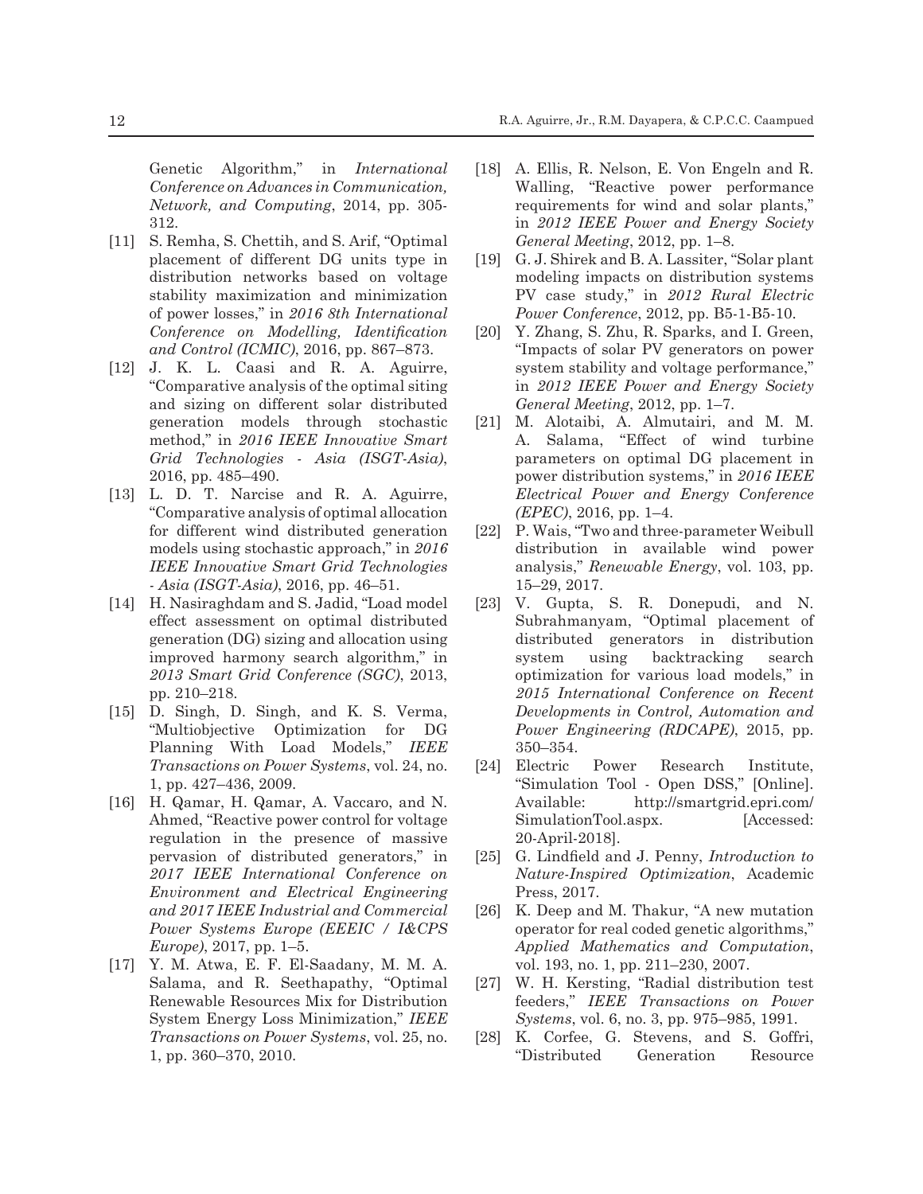Genetic Algorithm," in *International Conference on Advances in Communication, Network, and Computing*, 2014, pp. 305-312.

[11] S. Remha, S. Chettih, and S. Arif, "Optimal placement of different DG units type in distribution networks based on voltage stability maximization and minimization of power losses," in *2016 8th International Conference on Modelling, Identification and Control (ICMIC)*, 2016, pp. 867–873.

[12] J. K. L. Caasi and R. A. Aguirre, "Comparative analysis of the optimal siting and sizing on different solar distributed generation models through stochastic method," in *2016 IEEE Innovative Smart Grid Technologies - Asia (ISGT-Asia)*, 2016, pp. 485–490.

[13] L. D. T. Narcise and R. A. Aguirre, "Comparative analysis of optimal allocation for different wind distributed generation models using stochastic approach," in *2016 IEEE Innovative Smart Grid Technologies - Asia (ISGT-Asia)*, 2016, pp. 46–51.

[14] H. Nasiraghdam and S. Jadid, "Load model effect assessment on optimal distributed generation (DG) sizing and allocation using improved harmony search algorithm," in *2013 Smart Grid Conference (SGC)*, 2013, pp. 210–218.

[15] D. Singh, D. Singh, and K. S. Verma, "Multiobjective Optimization for DG Planning With Load Models," *IEEE Transactions on Power Systems*, vol. 24, no. 1, pp. 427–436, 2009.

[16] H. Qamar, H. Qamar, A. Vaccaro, and N. Ahmed, "Reactive power control for voltage regulation in the presence of massive pervasion of distributed generators," in *2017 IEEE International Conference on Environment and Electrical Engineering and 2017 IEEE Industrial and Commercial Power Systems Europe (EEEIC / I&CPS Europe)*, 2017, pp. 1–5.

[17] Y. M. Atwa, E. F. El-Saadany, M. M. A. Salama, and R. Seethapathy, "Optimal Renewable Resources Mix for Distribution System Energy Loss Minimization," *IEEE Transactions on Power Systems*, vol. 25, no. 1, pp. 360–370, 2010.

[18] A. Ellis, R. Nelson, E. Von Engeln and R. Walling, "Reactive power performance requirements for wind and solar plants," in *2012 IEEE Power and Energy Society General Meeting*, 2012, pp. 1–8.

[19] G. J. Shirek and B. A. Lassiter, "Solar plant modeling impacts on distribution systems PV case study," in *2012 Rural Electric Power Conference*, 2012, pp. B5-1-B5-10.

[20] Y. Zhang, S. Zhu, R. Sparks, and I. Green, "Impacts of solar PV generators on power system stability and voltage performance," in *2012 IEEE Power and Energy Society General Meeting*, 2012, pp. 1–7.

[21] M. Alotaibi, A. Almutairi, and M. M. A. Salama, "Effect of wind turbine parameters on optimal DG placement in power distribution systems," in *2016 IEEE Electrical Power and Energy Conference (EPEC)*, 2016, pp. 1–4.

[22] P. Wais, "Two and three-parameter Weibull distribution in available wind power analysis," *Renewable Energy*, vol. 103, pp. 15–29, 2017.

[23] V. Gupta, S. R. Donepudi, and N. Subrahmanyam, "Optimal placement of distributed generators in distribution system using backtracking search optimization for various load models," in *2015 International Conference on Recent Developments in Control, Automation and Power Engineering (RDCAPE)*, 2015, pp. 350–354.

[24] Electric Power Research Institute, "Simulation Tool - Open DSS," [Online]. Available: http://smartgrid.epri.com/SimulationTool.aspx. [Accessed: 20-April-2018].

[25] G. Lindfield and J. Penny, *Introduction to Nature-Inspired Optimization*, Academic Press, 2017.

[26] K. Deep and M. Thakur, "A new mutation operator for real coded genetic algorithms," *Applied Mathematics and Computation*, vol. 193, no. 1, pp. 211–230, 2007.

[27] W. H. Kersting, "Radial distribution test feeders," *IEEE Transactions on Power Systems*, vol. 6, no. 3, pp. 975–985, 1991.

[28] K. Corfee, G. Stevens, and S. Goffri, "Distributed Generation Resource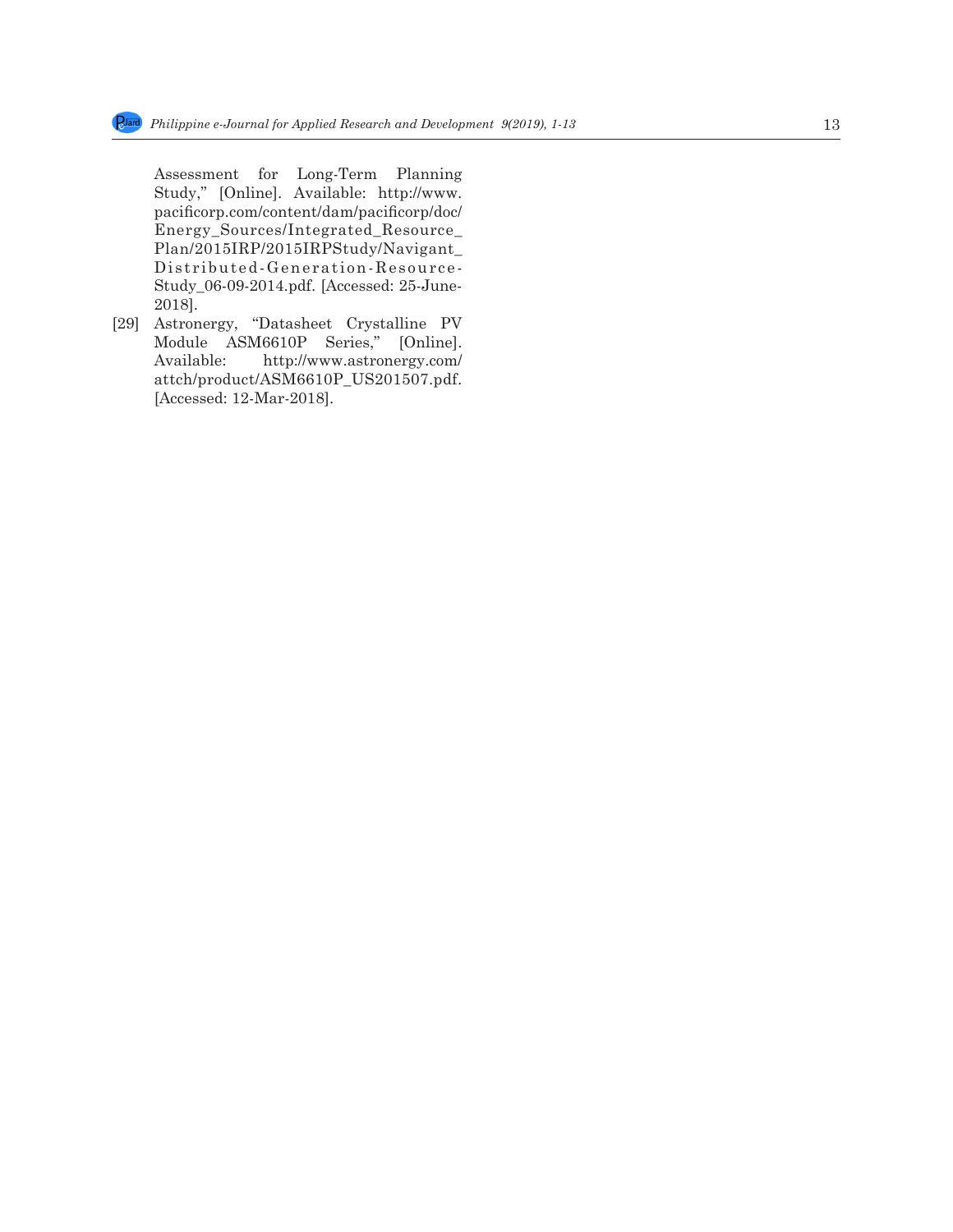Assessment for Long-Term Planning Study," [Online]. Available: http://www.pacificorp.com/content/dam/pacificorp/doc/Energy_Sources/Integrated_Resource_Plan/2015IRP/2015IRPStudy/Navigant_Distributed-Generation-Resource-Study_06-09-2014.pdf. [Accessed: 25-June-2018].

[29] Astronergy, "Datasheet Crystalline PV Module ASM6610P Series," [Online]. Available: http://www.astronergy.com/attch/product/ASM6610P_US201507.pdf. [Accessed: 12-Mar-2018].